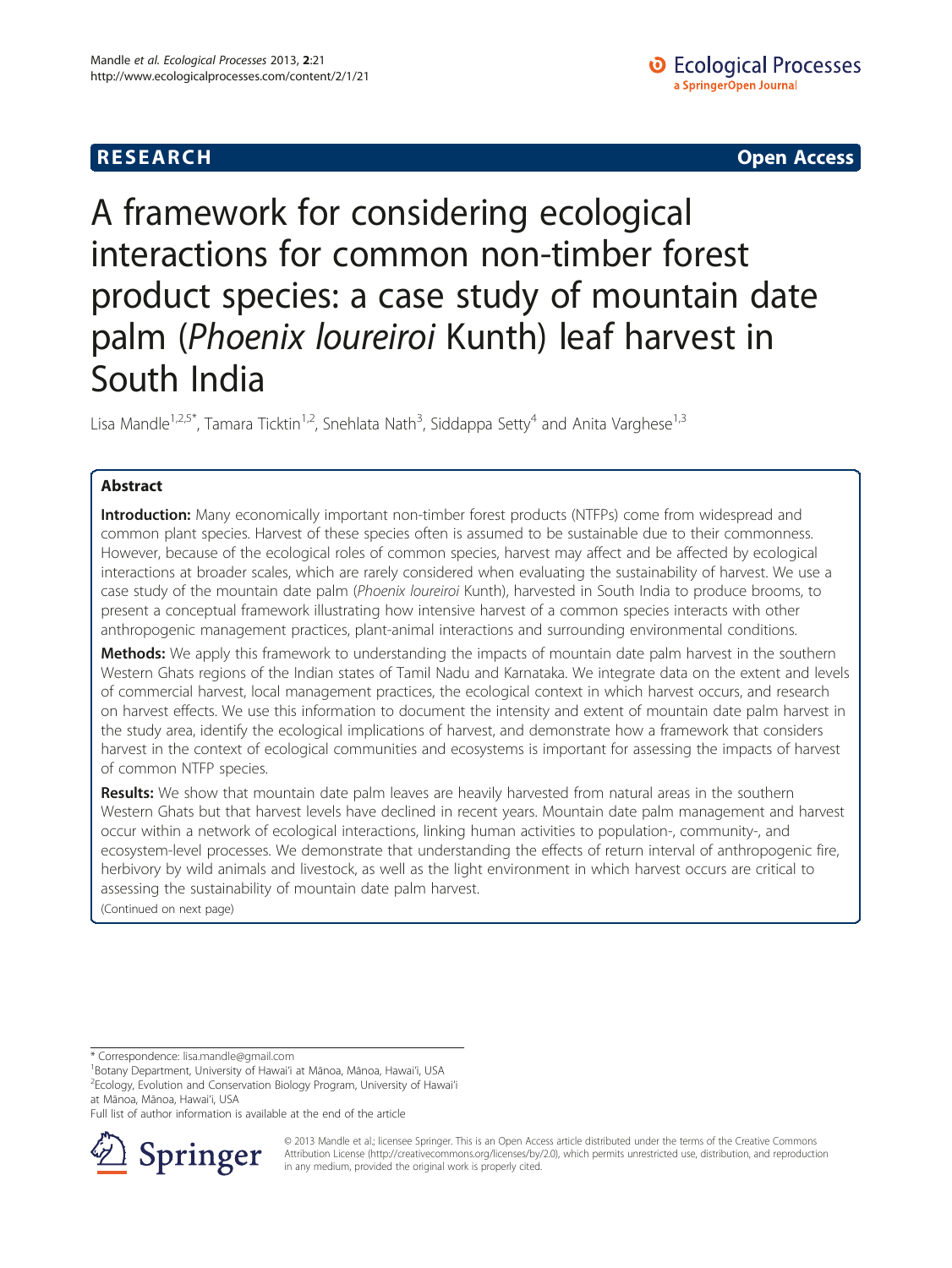**RESEARCH** **Open Access**

# A framework for considering ecological interactions for common non-timber forest product species: a case study of mountain date palm (*Phoenix loureiroi* Kunth) leaf harvest in South India

Lisa Mandle[1,2,5*], Tamara Ticktin[1,2], Snehlata Nath[3], Siddappa Setty[4] and Anita Varghese[1,3]

## Abstract

**Introduction:** Many economically important non-timber forest products (NTFPs) come from widespread and common plant species. Harvest of these species often is assumed to be sustainable due to their commonness. However, because of the ecological roles of common species, harvest may affect and be affected by ecological interactions at broader scales, which are rarely considered when evaluating the sustainability of harvest. We use a case study of the mountain date palm (*Phoenix loureiroi* Kunth), harvested in South India to produce brooms, to present a conceptual framework illustrating how intensive harvest of a common species interacts with other anthropogenic management practices, plant-animal interactions and surrounding environmental conditions.

**Methods:** We apply this framework to understanding the impacts of mountain date palm harvest in the southern Western Ghats regions of the Indian states of Tamil Nadu and Karnataka. We integrate data on the extent and levels of commercial harvest, local management practices, the ecological context in which harvest occurs, and research on harvest effects. We use this information to document the intensity and extent of mountain date palm harvest in the study area, identify the ecological implications of harvest, and demonstrate how a framework that considers harvest in the context of ecological communities and ecosystems is important for assessing the impacts of harvest of common NTFP species.

**Results:** We show that mountain date palm leaves are heavily harvested from natural areas in the southern Western Ghats but that harvest levels have declined in recent years. Mountain date palm management and harvest occur within a network of ecological interactions, linking human activities to population-, community-, and ecosystem-level processes. We demonstrate that understanding the effects of return interval of anthropogenic fire, herbivory by wild animals and livestock, as well as the light environment in which harvest occurs are critical to assessing the sustainability of mountain date palm harvest.

(Continued on next page)

---

* Correspondence: lisa.mandle@gmail.com
[1]Botany Department, University of Hawai'i at Mānoa, Mānoa, Hawai'i, USA
[2]Ecology, Evolution and Conservation Biology Program, University of Hawai'i at Mānoa, Mānoa, Hawai'i, USA
Full list of author information is available at the end of the article

© 2013 Mandle et al.; licensee Springer. This is an Open Access article distributed under the terms of the Creative Commons Attribution License (http://creativecommons.org/licenses/by/2.0), which permits unrestricted use, distribution, and reproduction in any medium, provided the original work is properly cited.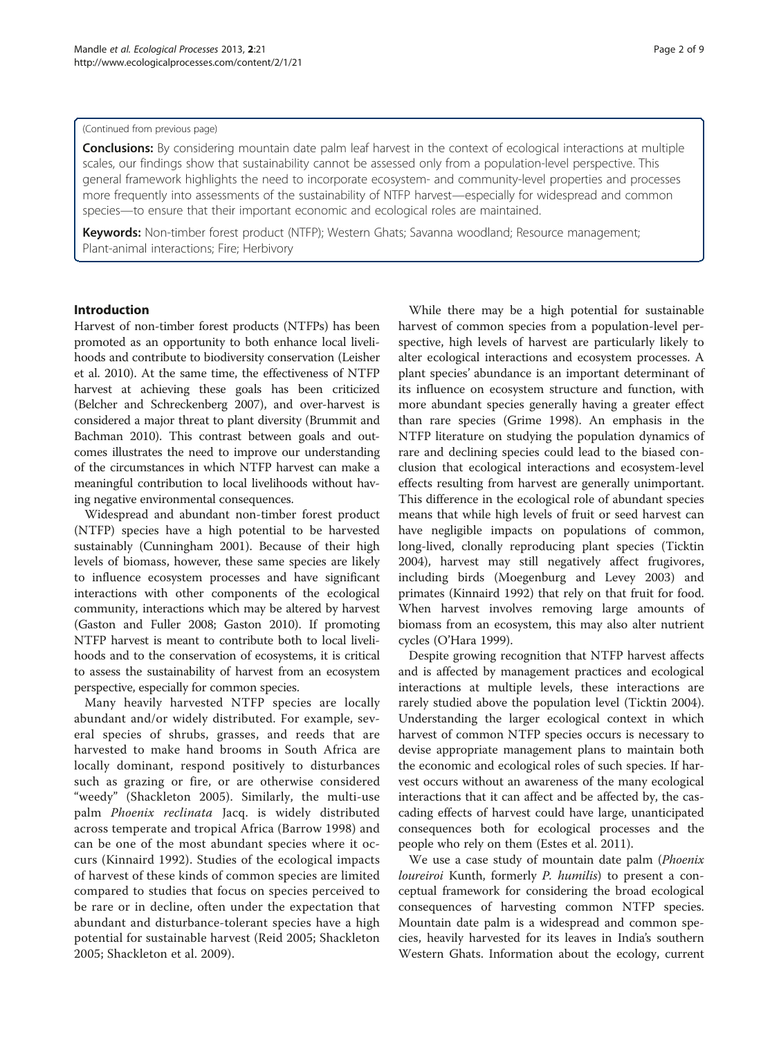(Continued from previous page)

**Conclusions:** By considering mountain date palm leaf harvest in the context of ecological interactions at multiple scales, our findings show that sustainability cannot be assessed only from a population-level perspective. This general framework highlights the need to incorporate ecosystem- and community-level properties and processes more frequently into assessments of the sustainability of NTFP harvest—especially for widespread and common species—to ensure that their important economic and ecological roles are maintained.

**Keywords:** Non-timber forest product (NTFP); Western Ghats; Savanna woodland; Resource management; Plant-animal interactions; Fire; Herbivory

## Introduction

Harvest of non-timber forest products (NTFPs) has been promoted as an opportunity to both enhance local livelihoods and contribute to biodiversity conservation (Leisher et al. 2010). At the same time, the effectiveness of NTFP harvest at achieving these goals has been criticized (Belcher and Schreckenberg 2007), and over-harvest is considered a major threat to plant diversity (Brummit and Bachman 2010). This contrast between goals and outcomes illustrates the need to improve our understanding of the circumstances in which NTFP harvest can make a meaningful contribution to local livelihoods without having negative environmental consequences.

Widespread and abundant non-timber forest product (NTFP) species have a high potential to be harvested sustainably (Cunningham 2001). Because of their high levels of biomass, however, these same species are likely to influence ecosystem processes and have significant interactions with other components of the ecological community, interactions which may be altered by harvest (Gaston and Fuller 2008; Gaston 2010). If promoting NTFP harvest is meant to contribute both to local livelihoods and to the conservation of ecosystems, it is critical to assess the sustainability of harvest from an ecosystem perspective, especially for common species.

Many heavily harvested NTFP species are locally abundant and/or widely distributed. For example, several species of shrubs, grasses, and reeds that are harvested to make hand brooms in South Africa are locally dominant, respond positively to disturbances such as grazing or fire, or are otherwise considered "weedy" (Shackleton 2005). Similarly, the multi-use palm *Phoenix reclinata* Jacq. is widely distributed across temperate and tropical Africa (Barrow 1998) and can be one of the most abundant species where it occurs (Kinnaird 1992). Studies of the ecological impacts of harvest of these kinds of common species are limited compared to studies that focus on species perceived to be rare or in decline, often under the expectation that abundant and disturbance-tolerant species have a high potential for sustainable harvest (Reid 2005; Shackleton 2005; Shackleton et al. 2009).

While there may be a high potential for sustainable harvest of common species from a population-level perspective, high levels of harvest are particularly likely to alter ecological interactions and ecosystem processes. A plant species' abundance is an important determinant of its influence on ecosystem structure and function, with more abundant species generally having a greater effect than rare species (Grime 1998). An emphasis in the NTFP literature on studying the population dynamics of rare and declining species could lead to the biased conclusion that ecological interactions and ecosystem-level effects resulting from harvest are generally unimportant. This difference in the ecological role of abundant species means that while high levels of fruit or seed harvest can have negligible impacts on populations of common, long-lived, clonally reproducing plant species (Ticktin 2004), harvest may still negatively affect frugivores, including birds (Moegenburg and Levey 2003) and primates (Kinnaird 1992) that rely on that fruit for food. When harvest involves removing large amounts of biomass from an ecosystem, this may also alter nutrient cycles (O'Hara 1999).

Despite growing recognition that NTFP harvest affects and is affected by management practices and ecological interactions at multiple levels, these interactions are rarely studied above the population level (Ticktin 2004). Understanding the larger ecological context in which harvest of common NTFP species occurs is necessary to devise appropriate management plans to maintain both the economic and ecological roles of such species. If harvest occurs without an awareness of the many ecological interactions that it can affect and be affected by, the cascading effects of harvest could have large, unanticipated consequences both for ecological processes and the people who rely on them (Estes et al. 2011).

We use a case study of mountain date palm (*Phoenix loureiroi* Kunth, formerly *P. humilis*) to present a conceptual framework for considering the broad ecological consequences of harvesting common NTFP species. Mountain date palm is a widespread and common species, heavily harvested for its leaves in India's southern Western Ghats. Information about the ecology, current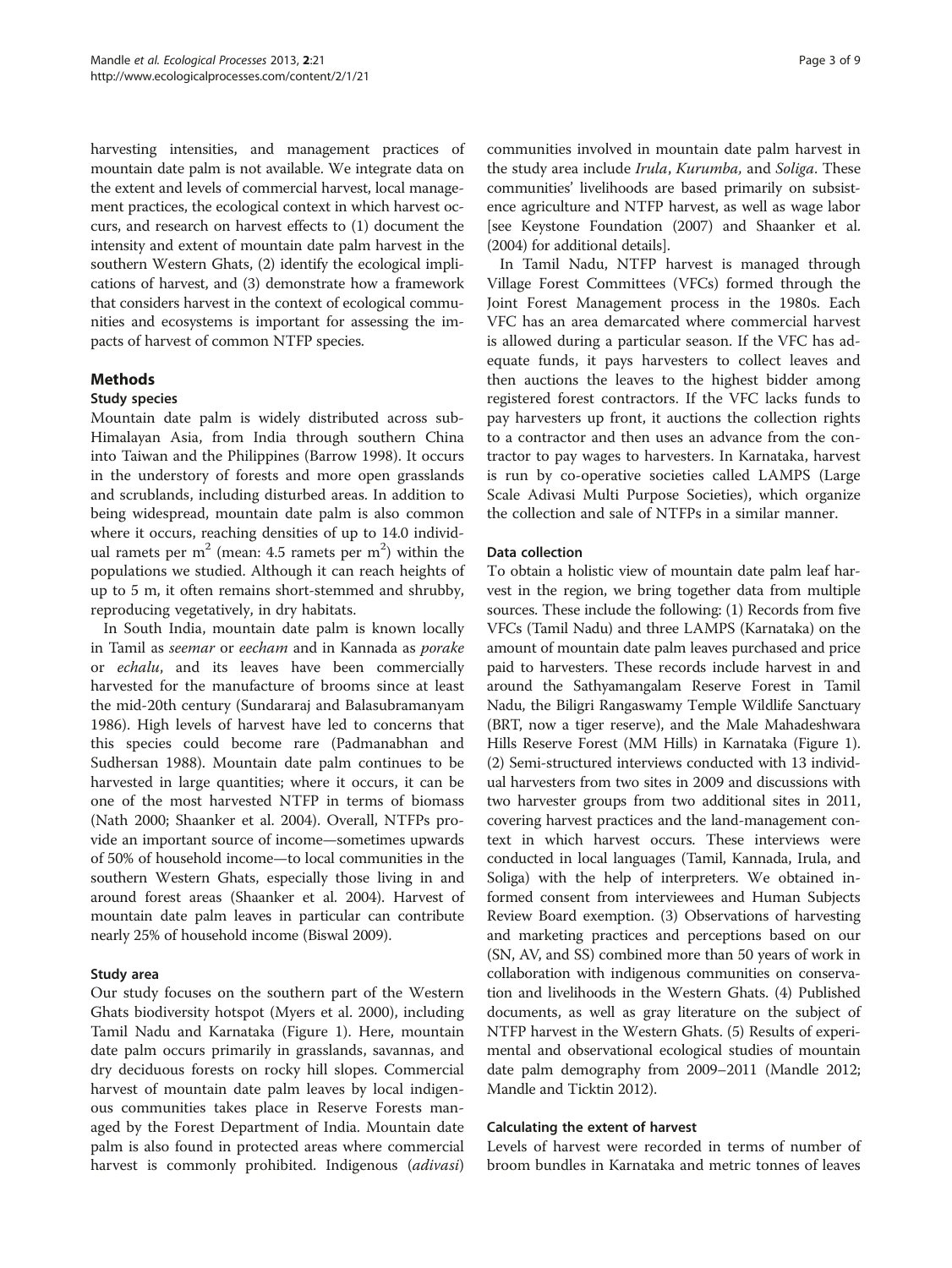harvesting intensities, and management practices of mountain date palm is not available. We integrate data on the extent and levels of commercial harvest, local management practices, the ecological context in which harvest occurs, and research on harvest effects to (1) document the intensity and extent of mountain date palm harvest in the southern Western Ghats, (2) identify the ecological implications of harvest, and (3) demonstrate how a framework that considers harvest in the context of ecological communities and ecosystems is important for assessing the impacts of harvest of common NTFP species.

## Methods

### Study species

Mountain date palm is widely distributed across sub-Himalayan Asia, from India through southern China into Taiwan and the Philippines (Barrow 1998). It occurs in the understory of forests and more open grasslands and scrublands, including disturbed areas. In addition to being widespread, mountain date palm is also common where it occurs, reaching densities of up to 14.0 individual ramets per m$^2$ (mean: 4.5 ramets per m$^2$) within the populations we studied. Although it can reach heights of up to 5 m, it often remains short-stemmed and shrubby, reproducing vegetatively, in dry habitats.

In South India, mountain date palm is known locally in Tamil as *seemar* or *eecham* and in Kannada as *porake* or *echalu*, and its leaves have been commercially harvested for the manufacture of brooms since at least the mid-20th century (Sundararaj and Balasubramanyam 1986). High levels of harvest have led to concerns that this species could become rare (Padmanabhan and Sudhersan 1988). Mountain date palm continues to be harvested in large quantities; where it occurs, it can be one of the most harvested NTFP in terms of biomass (Nath 2000; Shaanker et al. 2004). Overall, NTFPs provide an important source of income—sometimes upwards of 50% of household income—to local communities in the southern Western Ghats, especially those living in and around forest areas (Shaanker et al. 2004). Harvest of mountain date palm leaves in particular can contribute nearly 25% of household income (Biswal 2009).

### Study area

Our study focuses on the southern part of the Western Ghats biodiversity hotspot (Myers et al. 2000), including Tamil Nadu and Karnataka (Figure 1). Here, mountain date palm occurs primarily in grasslands, savannas, and dry deciduous forests on rocky hill slopes. Commercial harvest of mountain date palm leaves by local indigenous communities takes place in Reserve Forests managed by the Forest Department of India. Mountain date palm is also found in protected areas where commercial harvest is commonly prohibited. Indigenous (*adivasi*) communities involved in mountain date palm harvest in the study area include *Irula*, *Kurumba,* and *Soliga*. These communities' livelihoods are based primarily on subsistence agriculture and NTFP harvest, as well as wage labor [see Keystone Foundation (2007) and Shaanker et al. (2004) for additional details].

In Tamil Nadu, NTFP harvest is managed through Village Forest Committees (VFCs) formed through the Joint Forest Management process in the 1980s. Each VFC has an area demarcated where commercial harvest is allowed during a particular season. If the VFC has adequate funds, it pays harvesters to collect leaves and then auctions the leaves to the highest bidder among registered forest contractors. If the VFC lacks funds to pay harvesters up front, it auctions the collection rights to a contractor and then uses an advance from the contractor to pay wages to harvesters. In Karnataka, harvest is run by co-operative societies called LAMPS (Large Scale Adivasi Multi Purpose Societies), which organize the collection and sale of NTFPs in a similar manner.

### Data collection

To obtain a holistic view of mountain date palm leaf harvest in the region, we bring together data from multiple sources. These include the following: (1) Records from five VFCs (Tamil Nadu) and three LAMPS (Karnataka) on the amount of mountain date palm leaves purchased and price paid to harvesters. These records include harvest in and around the Sathyamangalam Reserve Forest in Tamil Nadu, the Biligri Rangaswamy Temple Wildlife Sanctuary (BRT, now a tiger reserve), and the Male Mahadeshwara Hills Reserve Forest (MM Hills) in Karnataka (Figure 1). (2) Semi-structured interviews conducted with 13 individual harvesters from two sites in 2009 and discussions with two harvester groups from two additional sites in 2011, covering harvest practices and the land-management context in which harvest occurs. These interviews were conducted in local languages (Tamil, Kannada, Irula, and Soliga) with the help of interpreters. We obtained informed consent from interviewees and Human Subjects Review Board exemption. (3) Observations of harvesting and marketing practices and perceptions based on our (SN, AV, and SS) combined more than 50 years of work in collaboration with indigenous communities on conservation and livelihoods in the Western Ghats. (4) Published documents, as well as gray literature on the subject of NTFP harvest in the Western Ghats. (5) Results of experimental and observational ecological studies of mountain date palm demography from 2009–2011 (Mandle 2012; Mandle and Ticktin 2012).

### Calculating the extent of harvest

Levels of harvest were recorded in terms of number of broom bundles in Karnataka and metric tonnes of leaves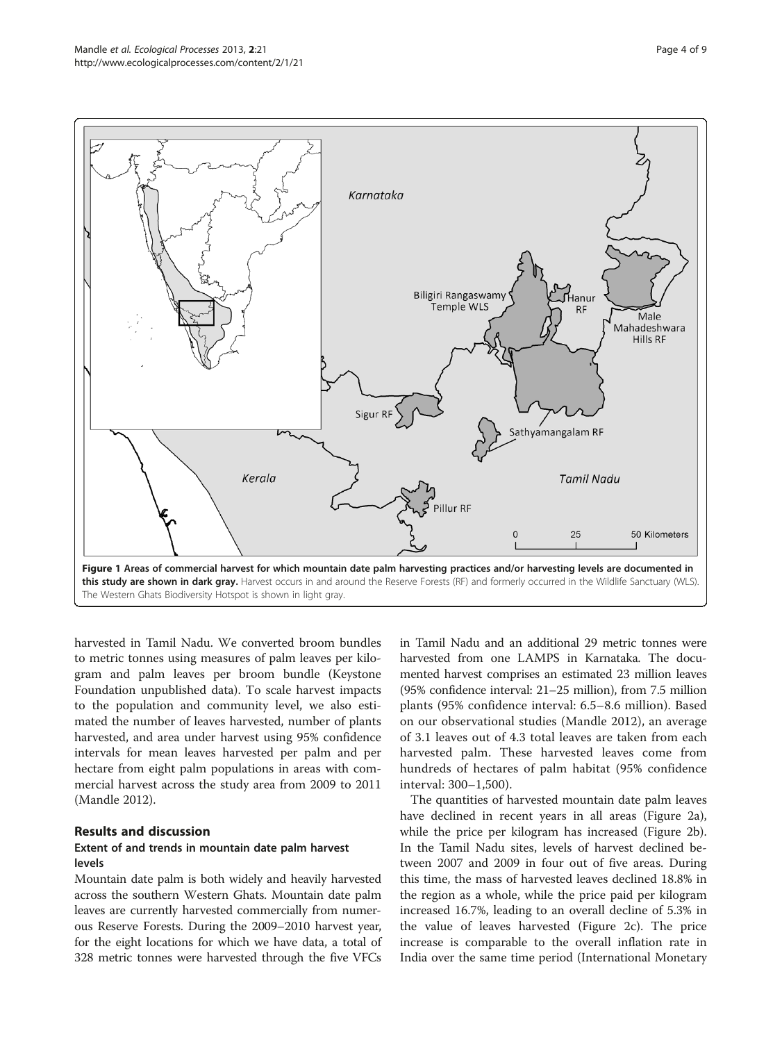Figure 1 Areas of commercial harvest for which mountain date palm harvesting practices and/or harvesting levels are documented in this study are shown in dark gray. Harvest occurs in and around the Reserve Forests (RF) and formerly occurred in the Wildlife Sanctuary (WLS). The Western Ghats Biodiversity Hotspot is shown in light gray.

harvested in Tamil Nadu. We converted broom bundles to metric tonnes using measures of palm leaves per kilogram and palm leaves per broom bundle (Keystone Foundation unpublished data). To scale harvest impacts to the population and community level, we also estimated the number of leaves harvested, number of plants harvested, and area under harvest using 95% confidence intervals for mean leaves harvested per palm and per hectare from eight palm populations in areas with commercial harvest across the study area from 2009 to 2011 (Mandle 2012).

## Results and discussion

### Extent of and trends in mountain date palm harvest levels

Mountain date palm is both widely and heavily harvested across the southern Western Ghats. Mountain date palm leaves are currently harvested commercially from numerous Reserve Forests. During the 2009–2010 harvest year, for the eight locations for which we have data, a total of 328 metric tonnes were harvested through the five VFCs in Tamil Nadu and an additional 29 metric tonnes were harvested from one LAMPS in Karnataka. The documented harvest comprises an estimated 23 million leaves (95% confidence interval: 21–25 million), from 7.5 million plants (95% confidence interval: 6.5–8.6 million). Based on our observational studies (Mandle 2012), an average of 3.1 leaves out of 4.3 total leaves are taken from each harvested palm. These harvested leaves come from hundreds of hectares of palm habitat (95% confidence interval: 300–1,500).

The quantities of harvested mountain date palm leaves have declined in recent years in all areas (Figure 2a), while the price per kilogram has increased (Figure 2b). In the Tamil Nadu sites, levels of harvest declined between 2007 and 2009 in four out of five areas. During this time, the mass of harvested leaves declined 18.8% in the region as a whole, while the price paid per kilogram increased 16.7%, leading to an overall decline of 5.3% in the value of leaves harvested (Figure 2c). The price increase is comparable to the overall inflation rate in India over the same time period (International Monetary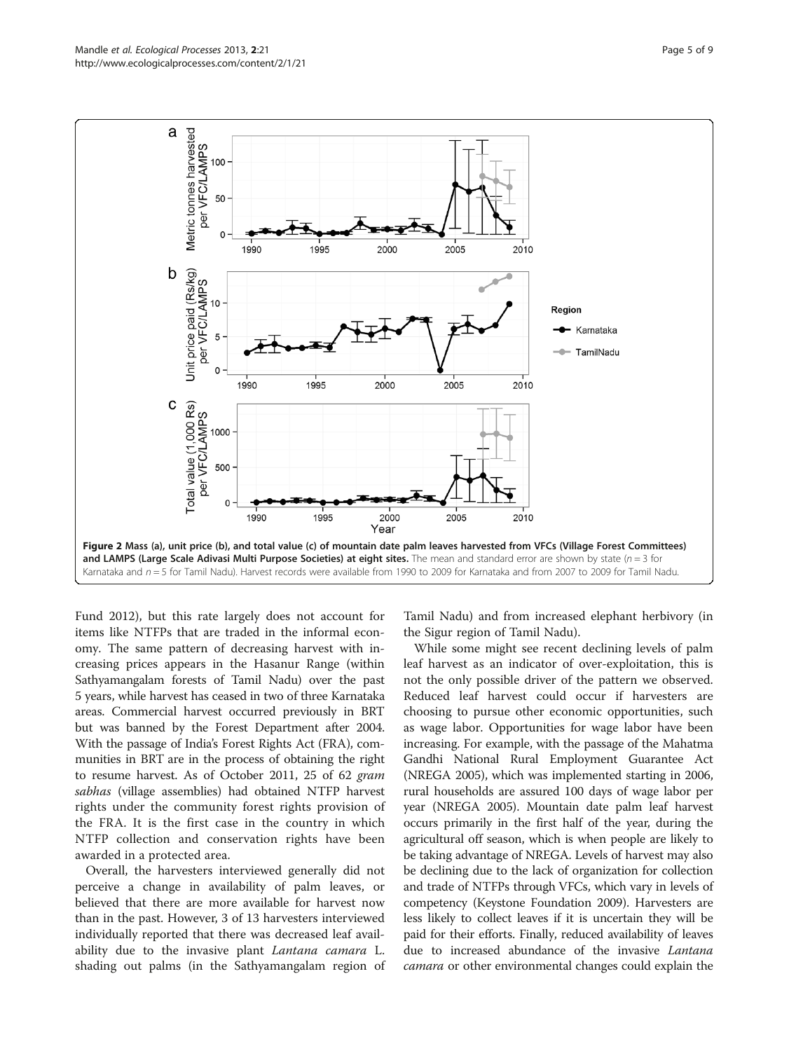**Figure 2 Mass (a), unit price (b), and total value (c) of mountain date palm leaves harvested from VFCs (Village Forest Committees) and LAMPS (Large Scale Adivasi Multi Purpose Societies) at eight sites.** The mean and standard error are shown by state ($n = 3$ for Karnataka and $n = 5$ for Tamil Nadu). Harvest records were available from 1990 to 2009 for Karnataka and from 2007 to 2009 for Tamil Nadu.

Fund 2012), but this rate largely does not account for items like NTFPs that are traded in the informal economy. The same pattern of decreasing harvest with increasing prices appears in the Hasanur Range (within Sathyamangalam forests of Tamil Nadu) over the past 5 years, while harvest has ceased in two of three Karnataka areas. Commercial harvest occurred previously in BRT but was banned by the Forest Department after 2004. With the passage of India's Forest Rights Act (FRA), communities in BRT are in the process of obtaining the right to resume harvest. As of October 2011, 25 of 62 *gram sabhas* (village assemblies) had obtained NTFP harvest rights under the community forest rights provision of the FRA. It is the first case in the country in which NTFP collection and conservation rights have been awarded in a protected area.

Overall, the harvesters interviewed generally did not perceive a change in availability of palm leaves, or believed that there are more available for harvest now than in the past. However, 3 of 13 harvesters interviewed individually reported that there was decreased leaf availability due to the invasive plant *Lantana camara* L. shading out palms (in the Sathyamangalam region of Tamil Nadu) and from increased elephant herbivory (in the Sigur region of Tamil Nadu).

While some might see recent declining levels of palm leaf harvest as an indicator of over-exploitation, this is not the only possible driver of the pattern we observed. Reduced leaf harvest could occur if harvesters are choosing to pursue other economic opportunities, such as wage labor. Opportunities for wage labor have been increasing. For example, with the passage of the Mahatma Gandhi National Rural Employment Guarantee Act (NREGA 2005), which was implemented starting in 2006, rural households are assured 100 days of wage labor per year (NREGA 2005). Mountain date palm leaf harvest occurs primarily in the first half of the year, during the agricultural off season, which is when people are likely to be taking advantage of NREGA. Levels of harvest may also be declining due to the lack of organization for collection and trade of NTFPs through VFCs, which vary in levels of competency (Keystone Foundation 2009). Harvesters are less likely to collect leaves if it is uncertain they will be paid for their efforts. Finally, reduced availability of leaves due to increased abundance of the invasive *Lantana camara* or other environmental changes could explain the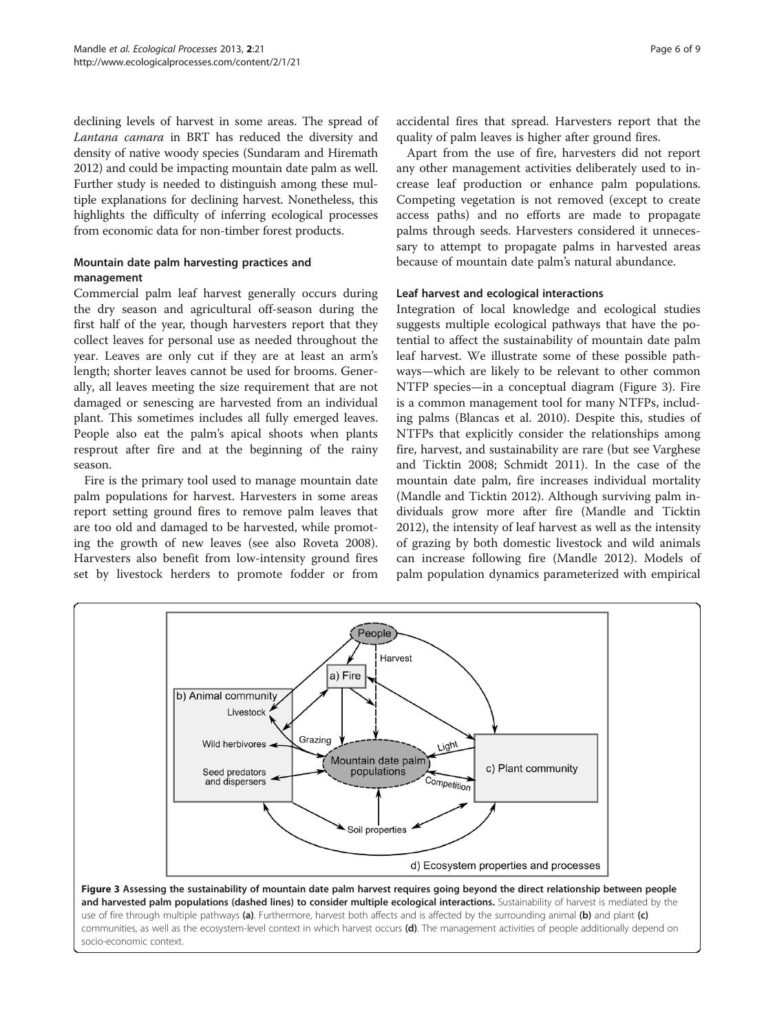declining levels of harvest in some areas. The spread of *Lantana camara* in BRT has reduced the diversity and density of native woody species (Sundaram and Hiremath 2012) and could be impacting mountain date palm as well. Further study is needed to distinguish among these multiple explanations for declining harvest. Nonetheless, this highlights the difficulty of inferring ecological processes from economic data for non-timber forest products.

### Mountain date palm harvesting practices and management

Commercial palm leaf harvest generally occurs during the dry season and agricultural off-season during the first half of the year, though harvesters report that they collect leaves for personal use as needed throughout the year. Leaves are only cut if they are at least an arm's length; shorter leaves cannot be used for brooms. Generally, all leaves meeting the size requirement that are not damaged or senescing are harvested from an individual plant. This sometimes includes all fully emerged leaves. People also eat the palm's apical shoots when plants resprout after fire and at the beginning of the rainy season.

Fire is the primary tool used to manage mountain date palm populations for harvest. Harvesters in some areas report setting ground fires to remove palm leaves that are too old and damaged to be harvested, while promoting the growth of new leaves (see also Roveta 2008). Harvesters also benefit from low-intensity ground fires set by livestock herders to promote fodder or from accidental fires that spread. Harvesters report that the quality of palm leaves is higher after ground fires.

Apart from the use of fire, harvesters did not report any other management activities deliberately used to increase leaf production or enhance palm populations. Competing vegetation is not removed (except to create access paths) and no efforts are made to propagate palms through seeds. Harvesters considered it unnecessary to attempt to propagate palms in harvested areas because of mountain date palm's natural abundance.

### Leaf harvest and ecological interactions

Integration of local knowledge and ecological studies suggests multiple ecological pathways that have the potential to affect the sustainability of mountain date palm leaf harvest. We illustrate some of these possible pathways—which are likely to be relevant to other common NTFP species—in a conceptual diagram (Figure 3). Fire is a common management tool for many NTFPs, including palms (Blancas et al. 2010). Despite this, studies of NTFPs that explicitly consider the relationships among fire, harvest, and sustainability are rare (but see Varghese and Ticktin 2008; Schmidt 2011). In the case of the mountain date palm, fire increases individual mortality (Mandle and Ticktin 2012). Although surviving palm individuals grow more after fire (Mandle and Ticktin 2012), the intensity of leaf harvest as well as the intensity of grazing by both domestic livestock and wild animals can increase following fire (Mandle 2012). Models of palm population dynamics parameterized with empirical

**Figure 3 Assessing the sustainability of mountain date palm harvest requires going beyond the direct relationship between people and harvested palm populations (dashed lines) to consider multiple ecological interactions.** Sustainability of harvest is mediated by the use of fire through multiple pathways **(a)**. Furthermore, harvest both affects and is affected by the surrounding animal **(b)** and plant **(c)** communities, as well as the ecosystem-level context in which harvest occurs **(d)**. The management activities of people additionally depend on socio-economic context.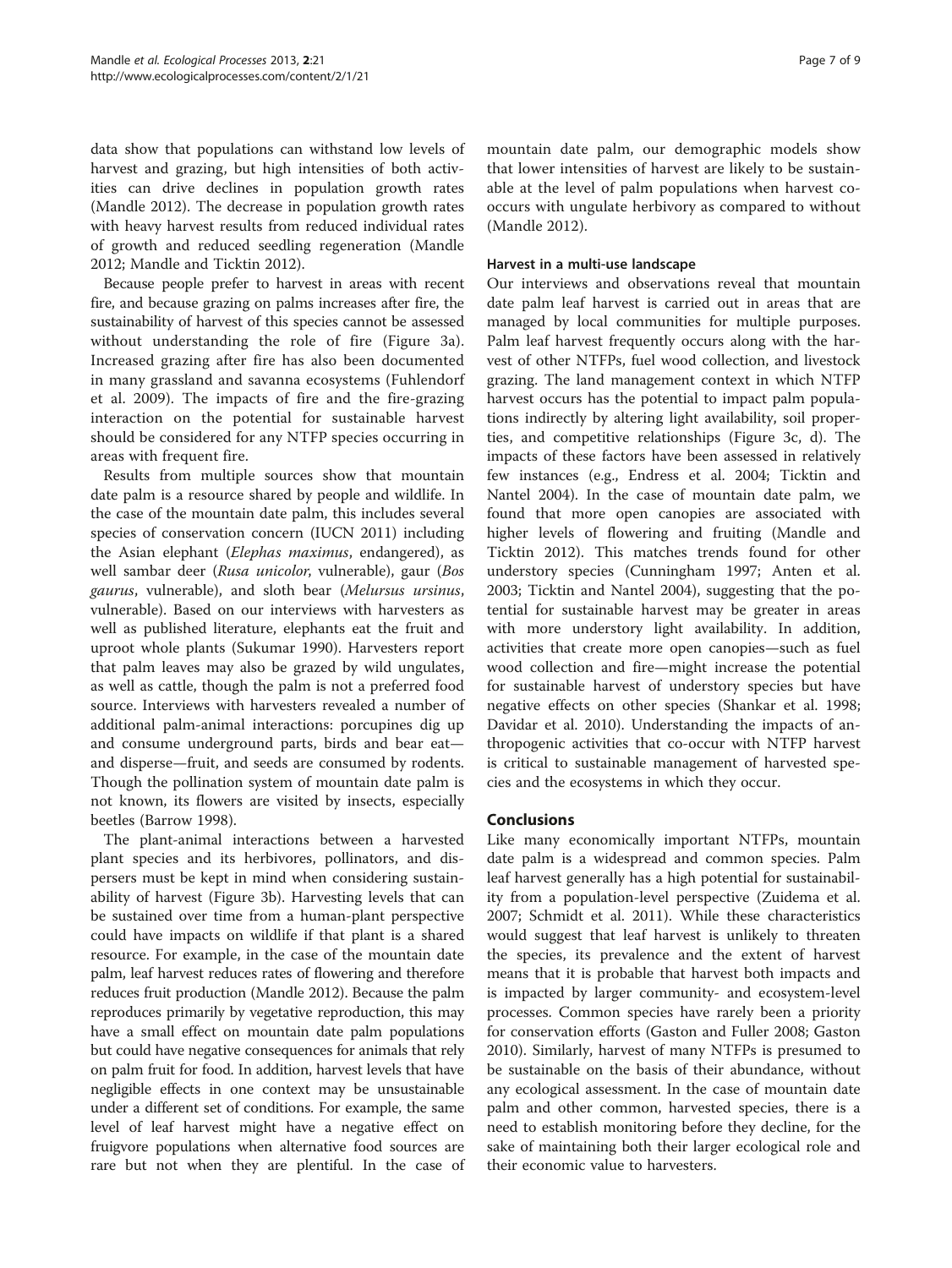data show that populations can withstand low levels of harvest and grazing, but high intensities of both activities can drive declines in population growth rates (Mandle 2012). The decrease in population growth rates with heavy harvest results from reduced individual rates of growth and reduced seedling regeneration (Mandle 2012; Mandle and Ticktin 2012).

Because people prefer to harvest in areas with recent fire, and because grazing on palms increases after fire, the sustainability of harvest of this species cannot be assessed without understanding the role of fire (Figure 3a). Increased grazing after fire has also been documented in many grassland and savanna ecosystems (Fuhlendorf et al. 2009). The impacts of fire and the fire-grazing interaction on the potential for sustainable harvest should be considered for any NTFP species occurring in areas with frequent fire.

Results from multiple sources show that mountain date palm is a resource shared by people and wildlife. In the case of the mountain date palm, this includes several species of conservation concern (IUCN 2011) including the Asian elephant (*Elephas maximus*, endangered), as well sambar deer (*Rusa unicolor*, vulnerable), gaur (*Bos gaurus*, vulnerable), and sloth bear (*Melursus ursinus*, vulnerable). Based on our interviews with harvesters as well as published literature, elephants eat the fruit and uproot whole plants (Sukumar 1990). Harvesters report that palm leaves may also be grazed by wild ungulates, as well as cattle, though the palm is not a preferred food source. Interviews with harvesters revealed a number of additional palm-animal interactions: porcupines dig up and consume underground parts, birds and bear eat—and disperse—fruit, and seeds are consumed by rodents. Though the pollination system of mountain date palm is not known, its flowers are visited by insects, especially beetles (Barrow 1998).

The plant-animal interactions between a harvested plant species and its herbivores, pollinators, and dispersers must be kept in mind when considering sustainability of harvest (Figure 3b). Harvesting levels that can be sustained over time from a human-plant perspective could have impacts on wildlife if that plant is a shared resource. For example, in the case of the mountain date palm, leaf harvest reduces rates of flowering and therefore reduces fruit production (Mandle 2012). Because the palm reproduces primarily by vegetative reproduction, this may have a small effect on mountain date palm populations but could have negative consequences for animals that rely on palm fruit for food. In addition, harvest levels that have negligible effects in one context may be unsustainable under a different set of conditions. For example, the same level of leaf harvest might have a negative effect on fruigvore populations when alternative food sources are rare but not when they are plentiful. In the case of mountain date palm, our demographic models show that lower intensities of harvest are likely to be sustainable at the level of palm populations when harvest co-occurs with ungulate herbivory as compared to without (Mandle 2012).

### Harvest in a multi-use landscape

Our interviews and observations reveal that mountain date palm leaf harvest is carried out in areas that are managed by local communities for multiple purposes. Palm leaf harvest frequently occurs along with the harvest of other NTFPs, fuel wood collection, and livestock grazing. The land management context in which NTFP harvest occurs has the potential to impact palm populations indirectly by altering light availability, soil properties, and competitive relationships (Figure 3c, d). The impacts of these factors have been assessed in relatively few instances (e.g., Endress et al. 2004; Ticktin and Nantel 2004). In the case of mountain date palm, we found that more open canopies are associated with higher levels of flowering and fruiting (Mandle and Ticktin 2012). This matches trends found for other understory species (Cunningham 1997; Anten et al. 2003; Ticktin and Nantel 2004), suggesting that the potential for sustainable harvest may be greater in areas with more understory light availability. In addition, activities that create more open canopies—such as fuel wood collection and fire—might increase the potential for sustainable harvest of understory species but have negative effects on other species (Shankar et al. 1998; Davidar et al. 2010). Understanding the impacts of anthropogenic activities that co-occur with NTFP harvest is critical to sustainable management of harvested species and the ecosystems in which they occur.

## Conclusions

Like many economically important NTFPs, mountain date palm is a widespread and common species. Palm leaf harvest generally has a high potential for sustainability from a population-level perspective (Zuidema et al. 2007; Schmidt et al. 2011). While these characteristics would suggest that leaf harvest is unlikely to threaten the species, its prevalence and the extent of harvest means that it is probable that harvest both impacts and is impacted by larger community- and ecosystem-level processes. Common species have rarely been a priority for conservation efforts (Gaston and Fuller 2008; Gaston 2010). Similarly, harvest of many NTFPs is presumed to be sustainable on the basis of their abundance, without any ecological assessment. In the case of mountain date palm and other common, harvested species, there is a need to establish monitoring before they decline, for the sake of maintaining both their larger ecological role and their economic value to harvesters.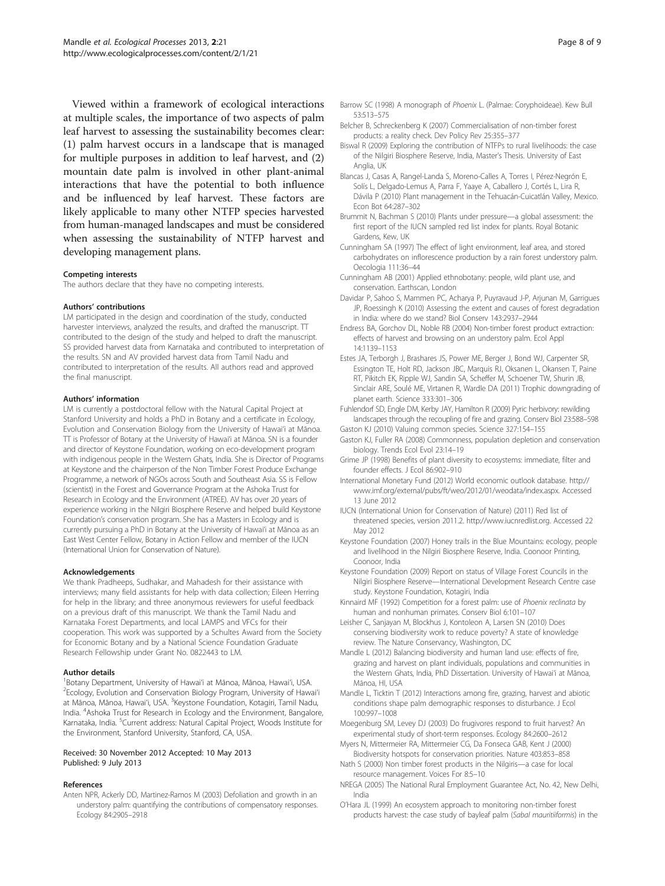Viewed within a framework of ecological interactions at multiple scales, the importance of two aspects of palm leaf harvest to assessing the sustainability becomes clear: (1) palm harvest occurs in a landscape that is managed for multiple purposes in addition to leaf harvest, and (2) mountain date palm is involved in other plant-animal interactions that have the potential to both influence and be influenced by leaf harvest. These factors are likely applicable to many other NTFP species harvested from human-managed landscapes and must be considered when assessing the sustainability of NTFP harvest and developing management plans.

#### Competing interests
The authors declare that they have no competing interests.

#### Authors' contributions
LM participated in the design and coordination of the study, conducted harvester interviews, analyzed the results, and drafted the manuscript. TT contributed to the design of the study and helped to draft the manuscript. SS provided harvest data from Karnataka and contributed to interpretation of the results. SN and AV provided harvest data from Tamil Nadu and contributed to interpretation of the results. All authors read and approved the final manuscript.

#### Authors' information
LM is currently a postdoctoral fellow with the Natural Capital Project at Stanford University and holds a PhD in Botany and a certificate in Ecology, Evolution and Conservation Biology from the University of Hawai'i at Mānoa. TT is Professor of Botany at the University of Hawai'i at Mānoa. SN is a founder and director of Keystone Foundation, working on eco-development program with indigenous people in the Western Ghats, India. She is Director of Programs at Keystone and the chairperson of the Non Timber Forest Produce Exchange Programme, a network of NGOs across South and Southeast Asia. SS is Fellow (scientist) in the Forest and Governance Program at the Ashoka Trust for Research in Ecology and the Environment (ATREE). AV has over 20 years of experience working in the Nilgiri Biosphere Reserve and helped build Keystone Foundation's conservation program. She has a Masters in Ecology and is currently pursuing a PhD in Botany at the University of Hawai'i at Mānoa as an East West Center Fellow, Botany in Action Fellow and member of the IUCN (International Union for Conservation of Nature).

#### Acknowledgements
We thank Pradheeps, Sudhakar, and Mahadesh for their assistance with interviews; many field assistants for help with data collection; Eileen Herring for help in the library; and three anonymous reviewers for useful feedback on a previous draft of this manuscript. We thank the Tamil Nadu and Karnataka Forest Departments, and local LAMPS and VFCs for their cooperation. This work was supported by a Schultes Award from the Society for Economic Botany and by a National Science Foundation Graduate Research Fellowship under Grant No. 0822443 to LM.

#### Author details
[1]Botany Department, University of Hawai'i at Mānoa, Mānoa, Hawai'i, USA. [2]Ecology, Evolution and Conservation Biology Program, University of Hawai'i at Mānoa, Mānoa, Hawai'i, USA. [3]Keystone Foundation, Kotagiri, Tamil Nadu, India. [4]Ashoka Trust for Research in Ecology and the Environment, Bangalore, Karnataka, India. [5]Current address: Natural Capital Project, Woods Institute for the Environment, Stanford University, Stanford, CA, USA.

Received: 30 November 2012 Accepted: 10 May 2013
Published: 9 July 2013

#### References
Anten NPR, Ackerly DD, Martinez-Ramos M (2003) Defoliation and growth in an understory palm: quantifying the contributions of compensatory responses. Ecology 84:2905–2918

Barrow SC (1998) A monograph of *Phoenix* L. (Palmae: Coryphoideae). Kew Bull 53:513–575

Belcher B, Schreckenberg K (2007) Commercialisation of non-timber forest products: a reality check. Dev Policy Rev 25:355–377

Biswal R (2009) Exploring the contribution of NTFPs to rural livelihoods: the case of the Nilgiri Biosphere Reserve, India, Master's Thesis. University of East Anglia, UK

Blancas J, Casas A, Rangel-Landa S, Moreno-Calles A, Torres I, Pérez-Negrón E, Solís L, Delgado-Lemus A, Parra F, Yaaye A, Caballero J, Cortés L, Lira R, Dávila P (2010) Plant management in the Tehuacán-Cuicatlán Valley, Mexico. Econ Bot 64:287–302

Brummit N, Bachman S (2010) Plants under pressure—a global assessment: the first report of the IUCN sampled red list index for plants. Royal Botanic Gardens, Kew, UK

Cunningham SA (1997) The effect of light environment, leaf area, and stored carbohydrates on inflorescence production by a rain forest understory palm. Oecologia 111:36–44

Cunningham AB (2001) Applied ethnobotany: people, wild plant use, and conservation. Earthscan, London

Davidar P, Sahoo S, Mammen PC, Acharya P, Puyravaud J-P, Arjunan M, Garrigues JP, Roessingh K (2010) Assessing the extent and causes of forest degradation in India: where do we stand? Biol Conserv 143:2937–2944

Endress BA, Gorchov DL, Noble RB (2004) Non-timber forest product extraction: effects of harvest and browsing on an understory palm. Ecol Appl 14:1139–1153

Estes JA, Terborgh J, Brashares JS, Power ME, Berger J, Bond WJ, Carpenter SR, Essington TE, Holt RD, Jackson JBC, Marquis RJ, Oksanen L, Okansen T, Paine RT, Pikitch EK, Ripple WJ, Sandin SA, Scheffer M, Schoener TW, Shurin JB, Sinclair ARE, Soulé ME, Virtanen R, Wardle DA (2011) Trophic downgrading of planet earth. Science 333:301–306

Fuhlendorf SD, Engle DM, Kerby JAY, Hamilton R (2009) Pyric herbivory: rewilding landscapes through the recoupling of fire and grazing. Conserv Biol 23:588–598

Gaston KJ (2010) Valuing common species. Science 327:154–155

Gaston KJ, Fuller RA (2008) Commonness, population depletion and conservation biology. Trends Ecol Evol 23:14–19

Grime JP (1998) Benefits of plant diversity to ecosystems: immediate, filter and founder effects. J Ecol 86:902–910

International Monetary Fund (2012) World economic outlook database. http://www.imf.org/external/pubs/ft/weo/2012/01/weodata/index.aspx. Accessed 13 June 2012

IUCN (International Union for Conservation of Nature) (2011) Red list of threatened species, version 2011.2. http://www.iucnredlist.org. Accessed 22 May 2012

Keystone Foundation (2007) Honey trails in the Blue Mountains: ecology, people and livelihood in the Nilgiri Biosphere Reserve, India. Coonoor Printing, Coonoor, India

Keystone Foundation (2009) Report on status of Village Forest Councils in the Nilgiri Biosphere Reserve—International Development Research Centre case study. Keystone Foundation, Kotagiri, India

Kinnaird MF (1992) Competition for a forest palm: use of *Phoenix reclinata* by human and nonhuman primates. Conserv Biol 6:101–107

Leisher C, Sanjayan M, Blockhus J, Kontoleon A, Larsen SN (2010) Does conserving biodiversity work to reduce poverty? A state of knowledge review. The Nature Conservancy, Washington, DC

Mandle L (2012) Balancing biodiversity and human land use: effects of fire, grazing and harvest on plant individuals, populations and communities in the Western Ghats, India, PhD Dissertation. University of Hawai'i at Mānoa, Mānoa, HI, USA

Mandle L, Ticktin T (2012) Interactions among fire, grazing, harvest and abiotic conditions shape palm demographic responses to disturbance. J Ecol 100:997–1008

Moegenburg SM, Levey DJ (2003) Do frugivores respond to fruit harvest? An experimental study of short-term responses. Ecology 84:2600–2612

Myers N, Mittermeier RA, Mittermeier CG, Da Fonseca GAB, Kent J (2000) Biodiversity hotspots for conservation priorities. Nature 403:853–858

Nath S (2000) Non timber forest products in the Nilgiris—a case for local resource management. Voices For 8:5–10

NREGA (2005) The National Rural Employment Guarantee Act, No. 42, New Delhi, India

O'Hara JL (1999) An ecosystem approach to monitoring non-timber forest products harvest: the case study of bayleaf palm (*Sabal mauritiiformis*) in the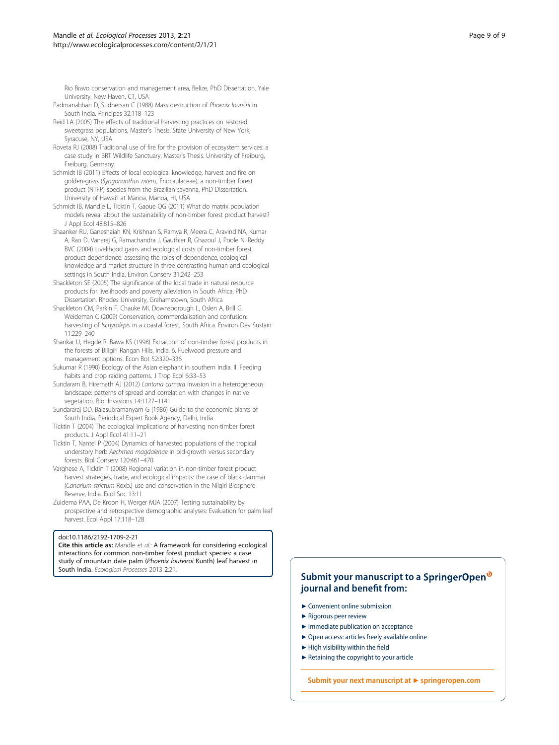Rio Bravo conservation and management area, Belize, PhD Dissertation. Yale University, New Haven, CT, USA

Padmanabhan D, Sudhersan C (1988) Mass destruction of *Phoenix loureirii* in South India. Principes 32:118–123

Reid LA (2005) The effects of traditional harvesting practices on restored sweetgrass populations, Master's Thesis. State University of New York, Syracuse, NY, USA

Roveta RJ (2008) Traditional use of fire for the provision of ecosystem services: a case study in BRT Wildlife Sanctuary, Master's Thesis. University of Freiburg, Freiburg, Germany

Schmidt IB (2011) Effects of local ecological knowledge, harvest and fire on golden-grass (*Syngonanthus nitens*, Eriocaulaceae), a non-timber forest product (NTFP) species from the Brazilian savanna, PhD Dissertation. University of Hawai'i at Mānoa, Mānoa, HI, USA

Schmidt IB, Mandle L, Ticktin T, Gaoue OG (2011) What do matrix population models reveal about the sustainability of non-timber forest product harvest? J Appl Ecol 48:815–826

Shaanker RU, Ganeshaiah KN, Krishnan S, Ramya R, Meera C, Aravind NA, Kumar A, Rao D, Vanaraj G, Ramachandra J, Gauthier R, Ghazoul J, Poole N, Reddy BVC (2004) Livelihood gains and ecological costs of non-timber forest product dependence: assessing the roles of dependence, ecological knowledge and market structure in three contrasting human and ecological settings in South India. Environ Conserv 31:242–253

Shackleton SE (2005) The significance of the local trade in natural resource products for livelihoods and poverty alleviation in South Africa, PhD Dissertation. Rhodes University, Grahamstown, South Africa

Shackleton CM, Parkin F, Chauke MI, Downsborough L, Oslen A, Brill G, Weideman C (2009) Conservation, commercialisation and confusion: harvesting of *Ischyrolepis* in a coastal forest, South Africa. Environ Dev Sustain 11:229–240

Shankar U, Hegde R, Bawa KS (1998) Extraction of non-timber forest products in the forests of Biligiri Rangan Hills, India. 6. Fuelwood pressure and management options. Econ Bot 52:320–336

Sukumar R (1990) Ecology of the Asian elephant in southern India. II. Feeding habits and crop raiding patterns. J Trop Ecol 6:33–53

Sundaram B, Hiremath AJ (2012) *Lantana camara* invasion in a heterogeneous landscape: patterns of spread and correlation with changes in native vegetation. Biol Invasions 14:1127–1141

Sundararaj DD, Balasubramanyam G (1986) Guide to the economic plants of South India. Periodical Expert Book Agency, Delhi, India

Ticktin T (2004) The ecological implications of harvesting non-timber forest products. J Appl Ecol 41:11–21

Ticktin T, Nantel P (2004) Dynamics of harvested populations of the tropical understory herb *Aechmea magdalenae* in old-growth versus secondary forests. Biol Conserv 120:461–470

Varghese A, Ticktin T (2008) Regional variation in non-timber forest product harvest strategies, trade, and ecological impacts: the case of black dammar (*Canarium strictum* Roxb.) use and conservation in the Nilgiri Biosphere Reserve, India. Ecol Soc 13:11

Zuidema PAA, De Kroon H, Werger MJA (2007) Testing sustainability by prospective and retrospective demographic analyses: Evaluation for palm leaf harvest. Ecol Appl 17:118–128

doi:10.1186/2192-1709-2-21

**Cite this article as:** Mandle *et al.*: A framework for considering ecological interactions for common non-timber forest product species: a case study of mountain date palm (*Phoenix loureiroi* Kunth) leaf harvest in South India. *Ecological Processes* 2013 **2**:21.

**Submit your manuscript to a SpringerOpen journal and benefit from:**

- ► Convenient online submission
- ► Rigorous peer review
- ► Immediate publication on acceptance
- ► Open access: articles freely available online
- ► High visibility within the field
- ► Retaining the copyright to your article

**Submit your next manuscript at ► springeropen.com**